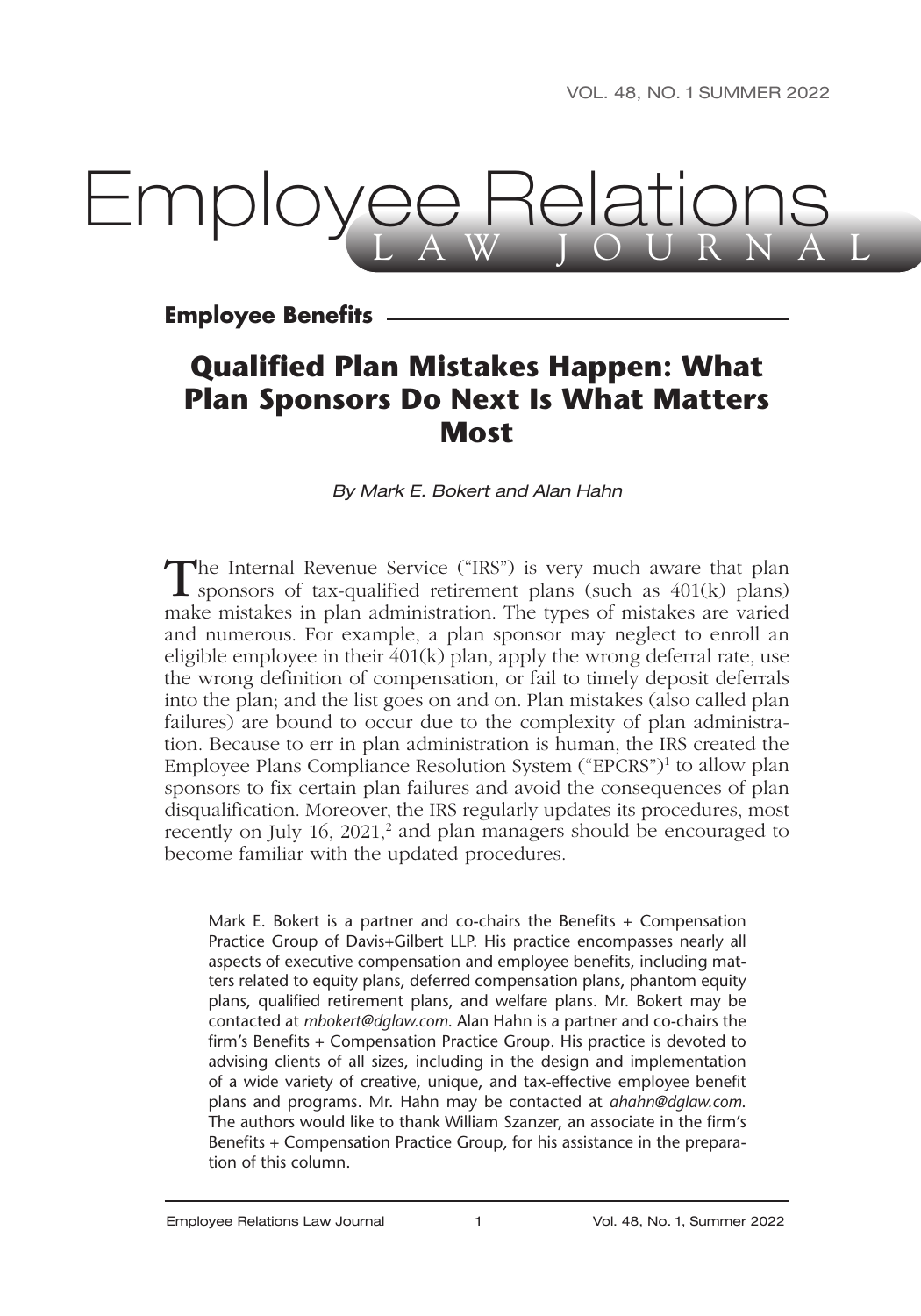# Employee Relations LAW JOURNAL

## Employee Benefits

# Qualified Plan Mistakes Happen: What Plan Sponsors Do Next Is What Matters Most

*By Mark E. Bokert and Alan Hahn*

The Internal Revenue Service ("IRS") is very much aware that plan sponsors of tax-qualified retirement plans (such as 401(k) plans) make mistakes in plan administration. The types of mistakes are varied and numerous. For example, a plan sponsor may neglect to enroll an eligible employee in their 401(k) plan, apply the wrong deferral rate, use the wrong definition of compensation, or fail to timely deposit deferrals into the plan; and the list goes on and on. Plan mistakes (also called plan failures) are bound to occur due to the complexity of plan administration. Because to err in plan administration is human, the IRS created the Employee Plans Compliance Resolution System ("EPCRS")[1] to allow plan sponsors to fix certain plan failures and avoid the consequences of plan disqualification. Moreover, the IRS regularly updates its procedures, most recently on July 16, 2021,[2] and plan managers should be encouraged to become familiar with the updated procedures.

Mark E. Bokert is a partner and co-chairs the Benefits + Compensation Practice Group of Davis+Gilbert LLP. His practice encompasses nearly all aspects of executive compensation and employee benefits, including matters related to equity plans, deferred compensation plans, phantom equity plans, qualified retirement plans, and welfare plans. Mr. Bokert may be contacted at *mbokert@dglaw.com*. Alan Hahn is a partner and co-chairs the firm's Benefits + Compensation Practice Group. His practice is devoted to advising clients of all sizes, including in the design and implementation of a wide variety of creative, unique, and tax-effective employee benefit plans and programs. Mr. Hahn may be contacted at *ahahn@dglaw.com*. The authors would like to thank William Szanzer, an associate in the firm's Benefits + Compensation Practice Group, for his assistance in the preparation of this column.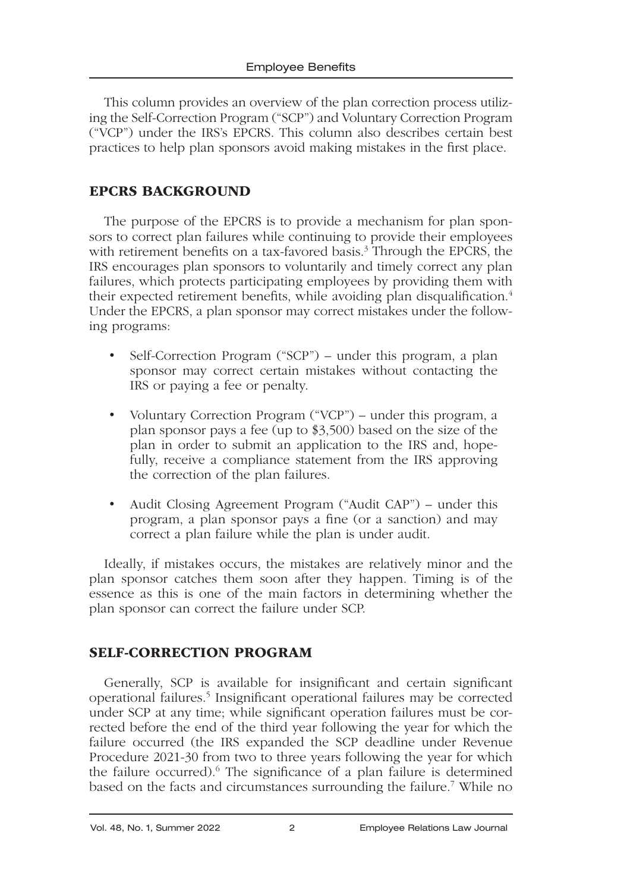This column provides an overview of the plan correction process utilizing the Self-Correction Program ("SCP") and Voluntary Correction Program ("VCP") under the IRS's EPCRS. This column also describes certain best practices to help plan sponsors avoid making mistakes in the first place.

## EPCRS BACKGROUND

The purpose of the EPCRS is to provide a mechanism for plan sponsors to correct plan failures while continuing to provide their employees with retirement benefits on a tax-favored basis.[3] Through the EPCRS, the IRS encourages plan sponsors to voluntarily and timely correct any plan failures, which protects participating employees by providing them with their expected retirement benefits, while avoiding plan disqualification.[4] Under the EPCRS, a plan sponsor may correct mistakes under the following programs:

- Self-Correction Program ("SCP") – under this program, a plan sponsor may correct certain mistakes without contacting the IRS or paying a fee or penalty.
- Voluntary Correction Program ("VCP") – under this program, a plan sponsor pays a fee (up to $3,500) based on the size of the plan in order to submit an application to the IRS and, hopefully, receive a compliance statement from the IRS approving the correction of the plan failures.
- Audit Closing Agreement Program ("Audit CAP") – under this program, a plan sponsor pays a fine (or a sanction) and may correct a plan failure while the plan is under audit.

Ideally, if mistakes occurs, the mistakes are relatively minor and the plan sponsor catches them soon after they happen. Timing is of the essence as this is one of the main factors in determining whether the plan sponsor can correct the failure under SCP.

## SELF-CORRECTION PROGRAM

Generally, SCP is available for insignificant and certain significant operational failures.[5] Insignificant operational failures may be corrected under SCP at any time; while significant operation failures must be corrected before the end of the third year following the year for which the failure occurred (the IRS expanded the SCP deadline under Revenue Procedure 2021-30 from two to three years following the year for which the failure occurred).[6] The significance of a plan failure is determined based on the facts and circumstances surrounding the failure.[7] While no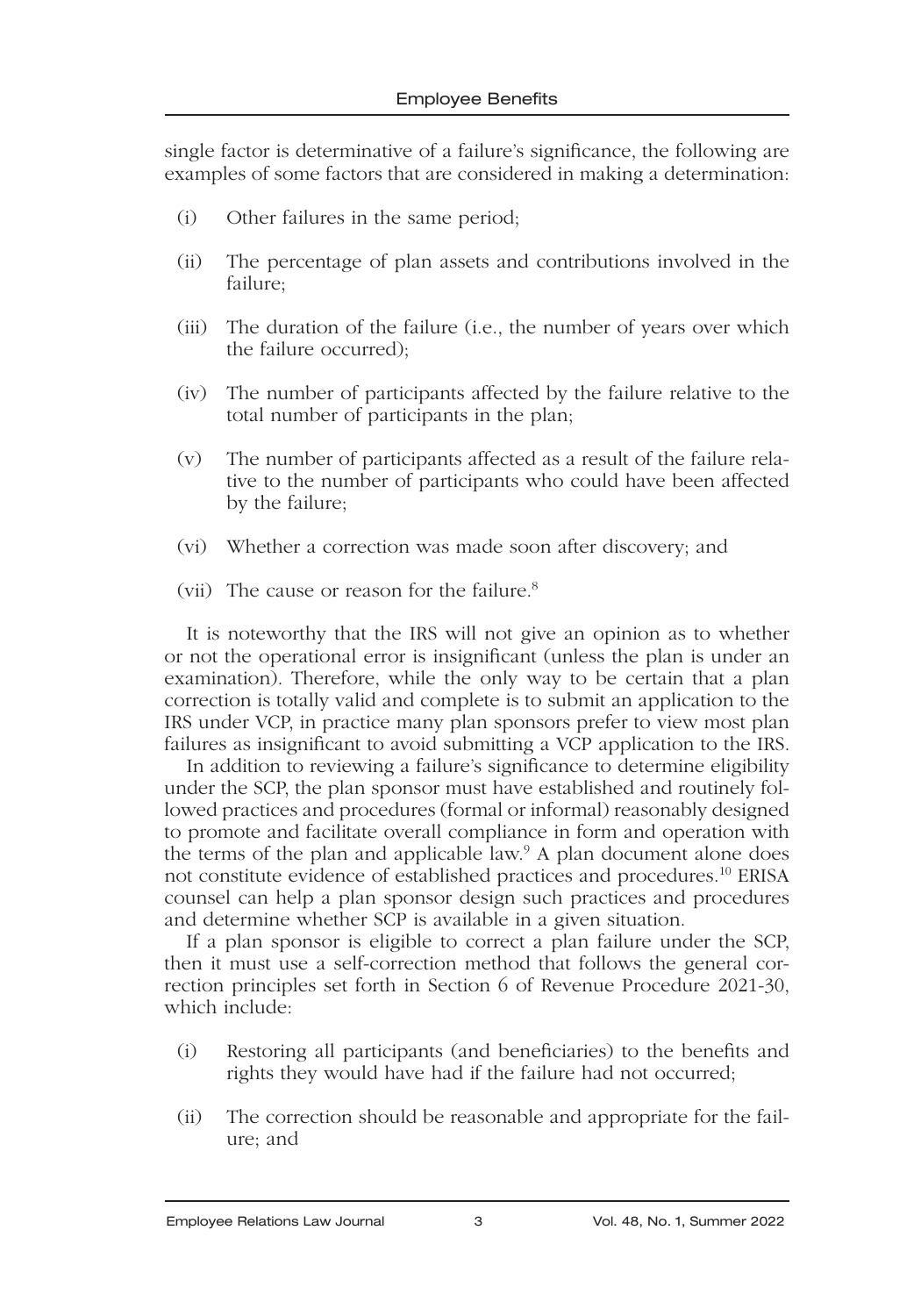single factor is determinative of a failure's significance, the following are examples of some factors that are considered in making a determination:

(i) Other failures in the same period;

(ii) The percentage of plan assets and contributions involved in the failure;

(iii) The duration of the failure (i.e., the number of years over which the failure occurred);

(iv) The number of participants affected by the failure relative to the total number of participants in the plan;

(v) The number of participants affected as a result of the failure relative to the number of participants who could have been affected by the failure;

(vi) Whether a correction was made soon after discovery; and

(vii) The cause or reason for the failure.[8]

It is noteworthy that the IRS will not give an opinion as to whether or not the operational error is insignificant (unless the plan is under an examination). Therefore, while the only way to be certain that a plan correction is totally valid and complete is to submit an application to the IRS under VCP, in practice many plan sponsors prefer to view most plan failures as insignificant to avoid submitting a VCP application to the IRS.

In addition to reviewing a failure's significance to determine eligibility under the SCP, the plan sponsor must have established and routinely followed practices and procedures (formal or informal) reasonably designed to promote and facilitate overall compliance in form and operation with the terms of the plan and applicable law.[9] A plan document alone does not constitute evidence of established practices and procedures.[10] ERISA counsel can help a plan sponsor design such practices and procedures and determine whether SCP is available in a given situation.

If a plan sponsor is eligible to correct a plan failure under the SCP, then it must use a self-correction method that follows the general correction principles set forth in Section 6 of Revenue Procedure 2021-30, which include:

(i) Restoring all participants (and beneficiaries) to the benefits and rights they would have had if the failure had not occurred;

(ii) The correction should be reasonable and appropriate for the failure; and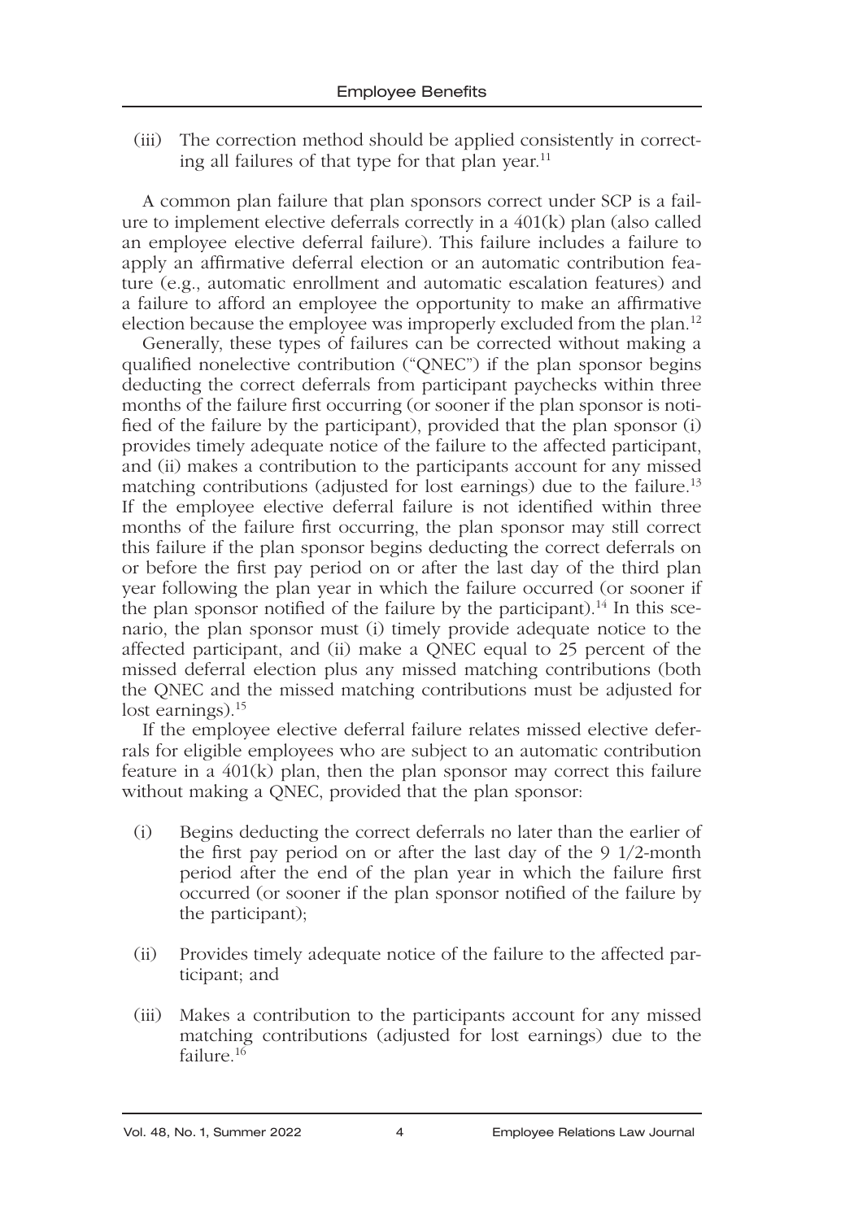(iii) The correction method should be applied consistently in correcting all failures of that type for that plan year.[11]

A common plan failure that plan sponsors correct under SCP is a failure to implement elective deferrals correctly in a 401(k) plan (also called an employee elective deferral failure). This failure includes a failure to apply an affirmative deferral election or an automatic contribution feature (e.g., automatic enrollment and automatic escalation features) and a failure to afford an employee the opportunity to make an affirmative election because the employee was improperly excluded from the plan.[12]

Generally, these types of failures can be corrected without making a qualified nonelective contribution ("QNEC") if the plan sponsor begins deducting the correct deferrals from participant paychecks within three months of the failure first occurring (or sooner if the plan sponsor is notified of the failure by the participant), provided that the plan sponsor (i) provides timely adequate notice of the failure to the affected participant, and (ii) makes a contribution to the participants account for any missed matching contributions (adjusted for lost earnings) due to the failure.[13] If the employee elective deferral failure is not identified within three months of the failure first occurring, the plan sponsor may still correct this failure if the plan sponsor begins deducting the correct deferrals on or before the first pay period on or after the last day of the third plan year following the plan year in which the failure occurred (or sooner if the plan sponsor notified of the failure by the participant).[14] In this scenario, the plan sponsor must (i) timely provide adequate notice to the affected participant, and (ii) make a QNEC equal to 25 percent of the missed deferral election plus any missed matching contributions (both the QNEC and the missed matching contributions must be adjusted for lost earnings).[15]

If the employee elective deferral failure relates missed elective deferrals for eligible employees who are subject to an automatic contribution feature in a 401(k) plan, then the plan sponsor may correct this failure without making a QNEC, provided that the plan sponsor:

(i) Begins deducting the correct deferrals no later than the earlier of the first pay period on or after the last day of the 9 1/2-month period after the end of the plan year in which the failure first occurred (or sooner if the plan sponsor notified of the failure by the participant);

(ii) Provides timely adequate notice of the failure to the affected participant; and

(iii) Makes a contribution to the participants account for any missed matching contributions (adjusted for lost earnings) due to the failure.[16]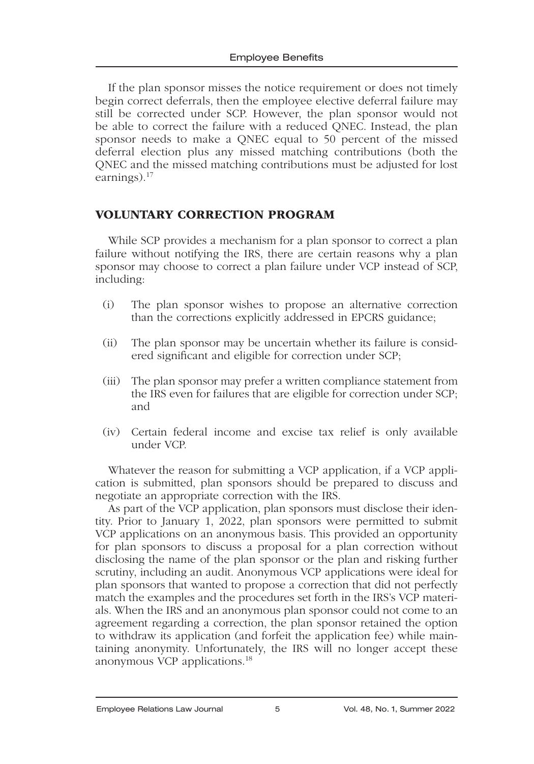If the plan sponsor misses the notice requirement or does not timely begin correct deferrals, then the employee elective deferral failure may still be corrected under SCP. However, the plan sponsor would not be able to correct the failure with a reduced QNEC. Instead, the plan sponsor needs to make a QNEC equal to 50 percent of the missed deferral election plus any missed matching contributions (both the QNEC and the missed matching contributions must be adjusted for lost earnings).[17]

## VOLUNTARY CORRECTION PROGRAM

While SCP provides a mechanism for a plan sponsor to correct a plan failure without notifying the IRS, there are certain reasons why a plan sponsor may choose to correct a plan failure under VCP instead of SCP, including:

(i) The plan sponsor wishes to propose an alternative correction than the corrections explicitly addressed in EPCRS guidance;

(ii) The plan sponsor may be uncertain whether its failure is considered significant and eligible for correction under SCP;

(iii) The plan sponsor may prefer a written compliance statement from the IRS even for failures that are eligible for correction under SCP; and

(iv) Certain federal income and excise tax relief is only available under VCP.

Whatever the reason for submitting a VCP application, if a VCP application is submitted, plan sponsors should be prepared to discuss and negotiate an appropriate correction with the IRS.

As part of the VCP application, plan sponsors must disclose their identity. Prior to January 1, 2022, plan sponsors were permitted to submit VCP applications on an anonymous basis. This provided an opportunity for plan sponsors to discuss a proposal for a plan correction without disclosing the name of the plan sponsor or the plan and risking further scrutiny, including an audit. Anonymous VCP applications were ideal for plan sponsors that wanted to propose a correction that did not perfectly match the examples and the procedures set forth in the IRS's VCP materials. When the IRS and an anonymous plan sponsor could not come to an agreement regarding a correction, the plan sponsor retained the option to withdraw its application (and forfeit the application fee) while maintaining anonymity. Unfortunately, the IRS will no longer accept these anonymous VCP applications.[18]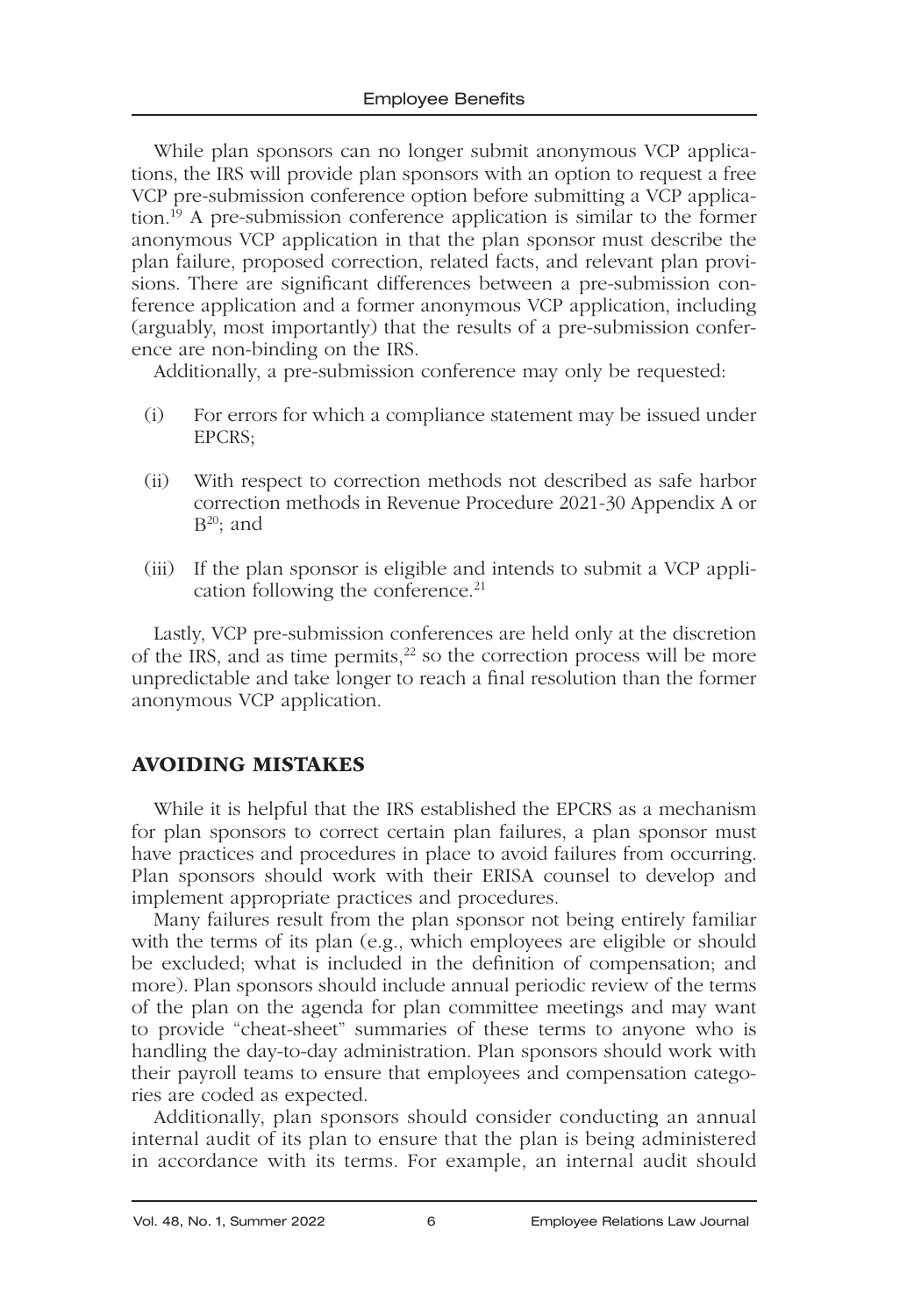While plan sponsors can no longer submit anonymous VCP applications, the IRS will provide plan sponsors with an option to request a free VCP pre-submission conference option before submitting a VCP application.[19] A pre-submission conference application is similar to the former anonymous VCP application in that the plan sponsor must describe the plan failure, proposed correction, related facts, and relevant plan provisions. There are significant differences between a pre-submission conference application and a former anonymous VCP application, including (arguably, most importantly) that the results of a pre-submission conference are non-binding on the IRS.

Additionally, a pre-submission conference may only be requested:

(i) For errors for which a compliance statement may be issued under EPCRS;

(ii) With respect to correction methods not described as safe harbor correction methods in Revenue Procedure 2021-30 Appendix A or B[20]; and

(iii) If the plan sponsor is eligible and intends to submit a VCP application following the conference.[21]

Lastly, VCP pre-submission conferences are held only at the discretion of the IRS, and as time permits,[22] so the correction process will be more unpredictable and take longer to reach a final resolution than the former anonymous VCP application.

## AVOIDING MISTAKES

While it is helpful that the IRS established the EPCRS as a mechanism for plan sponsors to correct certain plan failures, a plan sponsor must have practices and procedures in place to avoid failures from occurring. Plan sponsors should work with their ERISA counsel to develop and implement appropriate practices and procedures.

Many failures result from the plan sponsor not being entirely familiar with the terms of its plan (e.g., which employees are eligible or should be excluded; what is included in the definition of compensation; and more). Plan sponsors should include annual periodic review of the terms of the plan on the agenda for plan committee meetings and may want to provide "cheat-sheet" summaries of these terms to anyone who is handling the day-to-day administration. Plan sponsors should work with their payroll teams to ensure that employees and compensation categories are coded as expected.

Additionally, plan sponsors should consider conducting an annual internal audit of its plan to ensure that the plan is being administered in accordance with its terms. For example, an internal audit should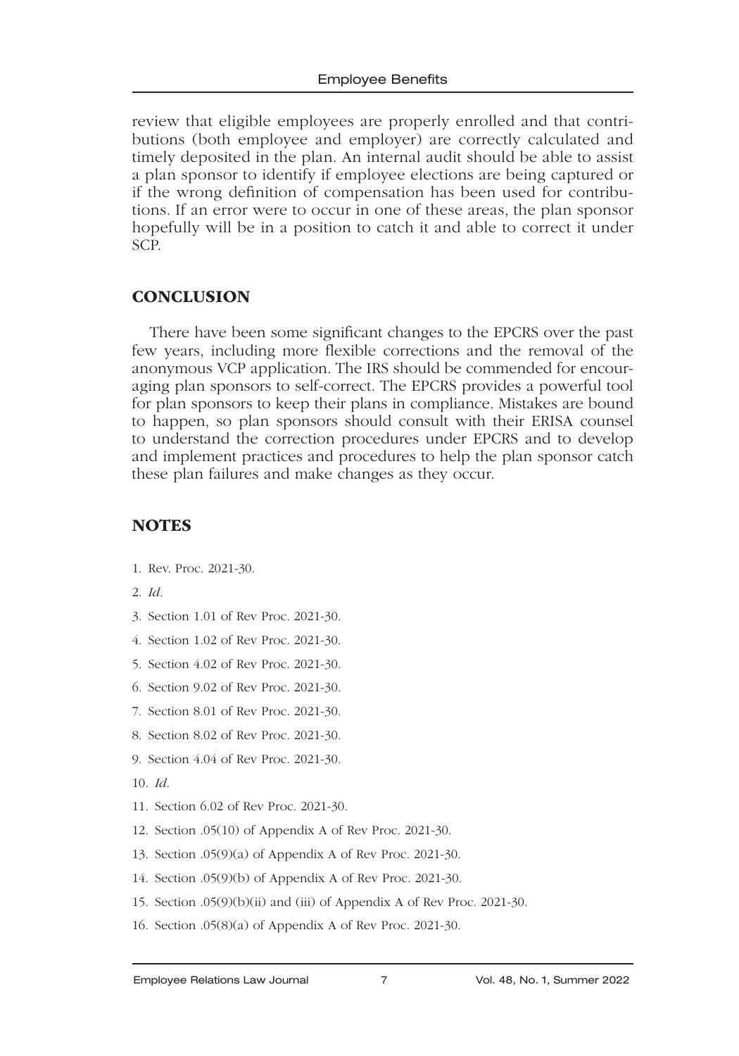review that eligible employees are properly enrolled and that contributions (both employee and employer) are correctly calculated and timely deposited in the plan. An internal audit should be able to assist a plan sponsor to identify if employee elections are being captured or if the wrong definition of compensation has been used for contributions. If an error were to occur in one of these areas, the plan sponsor hopefully will be in a position to catch it and able to correct it under SCP.

## CONCLUSION

There have been some significant changes to the EPCRS over the past few years, including more flexible corrections and the removal of the anonymous VCP application. The IRS should be commended for encouraging plan sponsors to self-correct. The EPCRS provides a powerful tool for plan sponsors to keep their plans in compliance. Mistakes are bound to happen, so plan sponsors should consult with their ERISA counsel to understand the correction procedures under EPCRS and to develop and implement practices and procedures to help the plan sponsor catch these plan failures and make changes as they occur.

## NOTES

1. Rev. Proc. 2021-30.
2. *Id*.
3. Section 1.01 of Rev Proc. 2021-30.
4. Section 1.02 of Rev Proc. 2021-30.
5. Section 4.02 of Rev Proc. 2021-30.
6. Section 9.02 of Rev Proc. 2021-30.
7. Section 8.01 of Rev Proc. 2021-30.
8. Section 8.02 of Rev Proc. 2021-30.
9. Section 4.04 of Rev Proc. 2021-30.
10. *Id*.
11. Section 6.02 of Rev Proc. 2021-30.
12. Section .05(10) of Appendix A of Rev Proc. 2021-30.
13. Section .05(9)(a) of Appendix A of Rev Proc. 2021-30.
14. Section .05(9)(b) of Appendix A of Rev Proc. 2021-30.
15. Section .05(9)(b)(ii) and (iii) of Appendix A of Rev Proc. 2021-30.
16. Section .05(8)(a) of Appendix A of Rev Proc. 2021-30.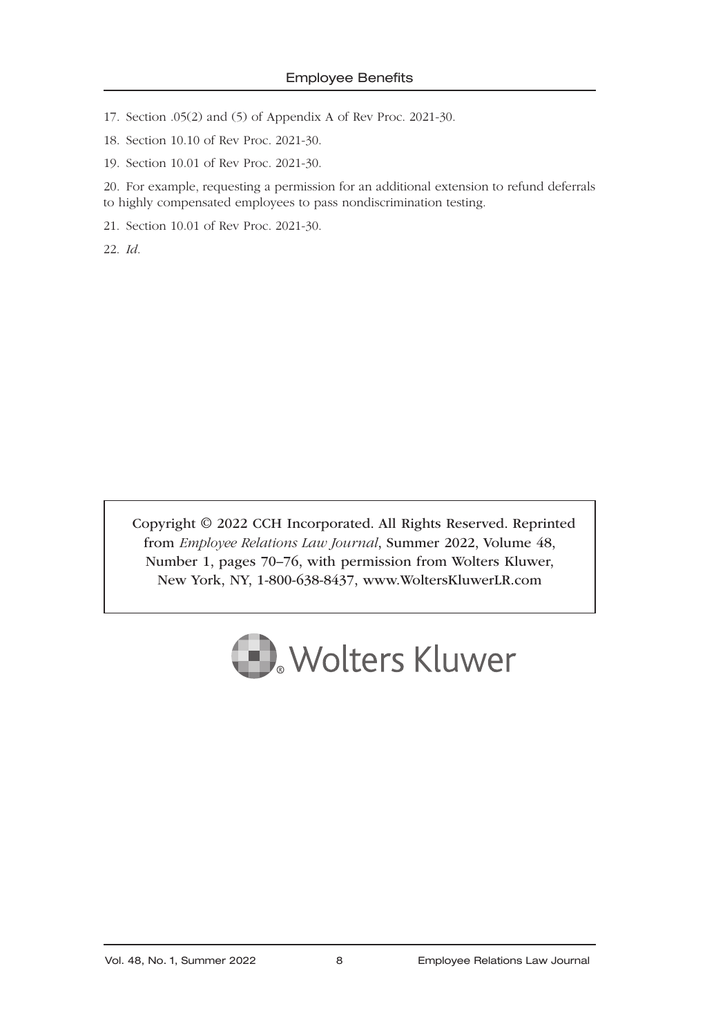17. Section .05(2) and (5) of Appendix A of Rev Proc. 2021-30.

18. Section 10.10 of Rev Proc. 2021-30.

19. Section 10.01 of Rev Proc. 2021-30.

20. For example, requesting a permission for an additional extension to refund deferrals to highly compensated employees to pass nondiscrimination testing.

21. Section 10.01 of Rev Proc. 2021-30.

22. *Id*.

Copyright © 2022 CCH Incorporated. All Rights Reserved. Reprinted from *Employee Relations Law Journal*, Summer 2022, Volume 48, Number 1, pages 70–76, with permission from Wolters Kluwer, New York, NY, 1-800-638-8437, www.WoltersKluwerLR.com

Wolters Kluwer